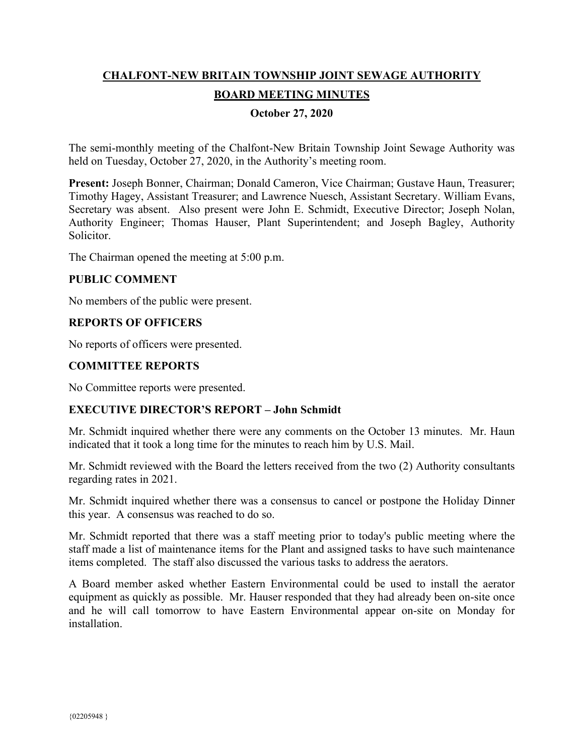# CHALFONT-NEW BRITAIN TOWNSHIP JOINT SEWAGE AUTHORITY

## BOARD MEETING MINUTES

### October 27, 2020

The semi-monthly meeting of the Chalfont-New Britain Township Joint Sewage Authority was held on Tuesday, October 27, 2020, in the Authority's meeting room.

**Present:** Joseph Bonner, Chairman; Donald Cameron, Vice Chairman; Gustave Haun, Treasurer; Timothy Hagey, Assistant Treasurer; and Lawrence Nuesch, Assistant Secretary. William Evans, Secretary was absent. Also present were John E. Schmidt, Executive Director; Joseph Nolan, Authority Engineer; Thomas Hauser, Plant Superintendent; and Joseph Bagley, Authority Solicitor.

The Chairman opened the meeting at 5:00 p.m.

### PUBLIC COMMENT

No members of the public were present.

### REPORTS OF OFFICERS

No reports of officers were presented.

### COMMITTEE REPORTS

No Committee reports were presented.

### EXECUTIVE DIRECTOR'S REPORT – John Schmidt

Mr. Schmidt inquired whether there were any comments on the October 13 minutes. Mr. Haun indicated that it took a long time for the minutes to reach him by U.S. Mail.

Mr. Schmidt reviewed with the Board the letters received from the two (2) Authority consultants regarding rates in 2021.

Mr. Schmidt inquired whether there was a consensus to cancel or postpone the Holiday Dinner this year. A consensus was reached to do so.

Mr. Schmidt reported that there was a staff meeting prior to today's public meeting where the staff made a list of maintenance items for the Plant and assigned tasks to have such maintenance items completed. The staff also discussed the various tasks to address the aerators.

A Board member asked whether Eastern Environmental could be used to install the aerator equipment as quickly as possible. Mr. Hauser responded that they had already been on-site once and he will call tomorrow to have Eastern Environmental appear on-site on Monday for installation.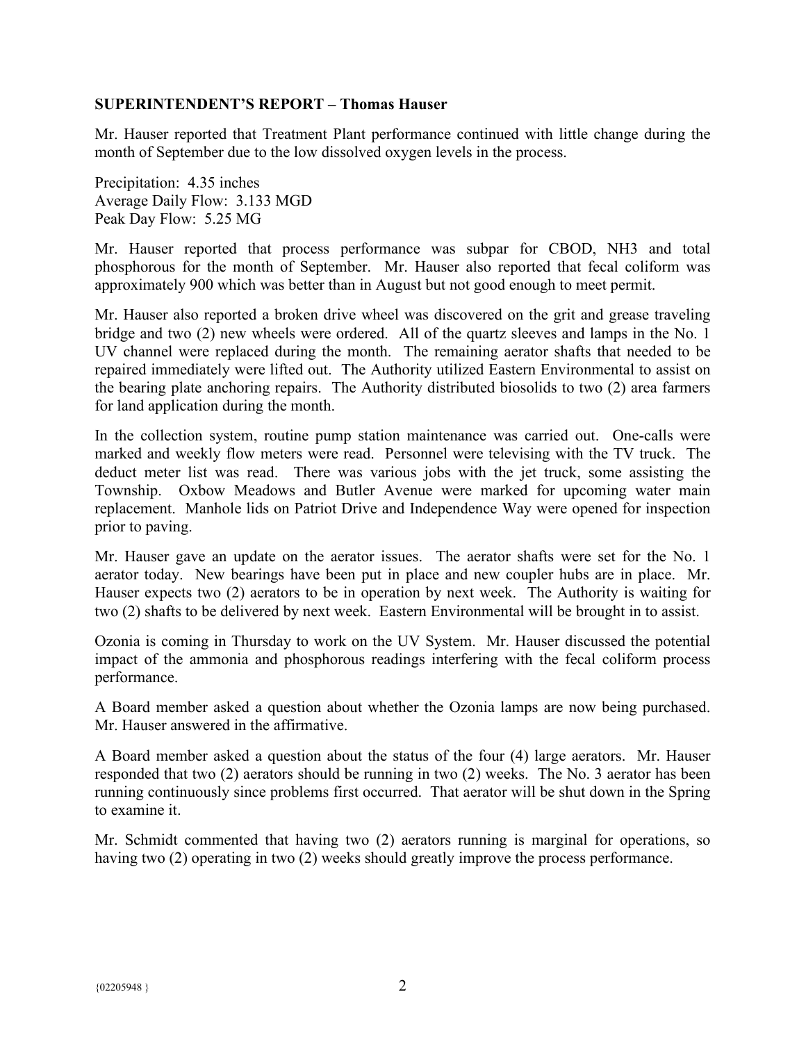**SUPERINTENDENT'S REPORT – Thomas Hauser**

Mr. Hauser reported that Treatment Plant performance continued with little change during the month of September due to the low dissolved oxygen levels in the process.

Precipitation: 4.35 inches
Average Daily Flow: 3.133 MGD
Peak Day Flow: 5.25 MG

Mr. Hauser reported that process performance was subpar for CBOD, $NH_3$ and total phosphorous for the month of September. Mr. Hauser also reported that fecal coliform was approximately 900 which was better than in August but not good enough to meet permit.

Mr. Hauser also reported a broken drive wheel was discovered on the grit and grease traveling bridge and two (2) new wheels were ordered. All of the quartz sleeves and lamps in the No. 1 UV channel were replaced during the month. The remaining aerator shafts that needed to be repaired immediately were lifted out. The Authority utilized Eastern Environmental to assist on the bearing plate anchoring repairs. The Authority distributed biosolids to two (2) area farmers for land application during the month.

In the collection system, routine pump station maintenance was carried out. One-calls were marked and weekly flow meters were read. Personnel were televising with the TV truck. The deduct meter list was read. There was various jobs with the jet truck, some assisting the Township. Oxbow Meadows and Butler Avenue were marked for upcoming water main replacement. Manhole lids on Patriot Drive and Independence Way were opened for inspection prior to paving.

Mr. Hauser gave an update on the aerator issues. The aerator shafts were set for the No. 1 aerator today. New bearings have been put in place and new coupler hubs are in place. Mr. Hauser expects two (2) aerators to be in operation by next week. The Authority is waiting for two (2) shafts to be delivered by next week. Eastern Environmental will be brought in to assist.

Ozonia is coming in Thursday to work on the UV System. Mr. Hauser discussed the potential impact of the ammonia and phosphorous readings interfering with the fecal coliform process performance.

A Board member asked a question about whether the Ozonia lamps are now being purchased. Mr. Hauser answered in the affirmative.

A Board member asked a question about the status of the four (4) large aerators. Mr. Hauser responded that two (2) aerators should be running in two (2) weeks. The No. 3 aerator has been running continuously since problems first occurred. That aerator will be shut down in the Spring to examine it.

Mr. Schmidt commented that having two (2) aerators running is marginal for operations, so having two (2) operating in two (2) weeks should greatly improve the process performance.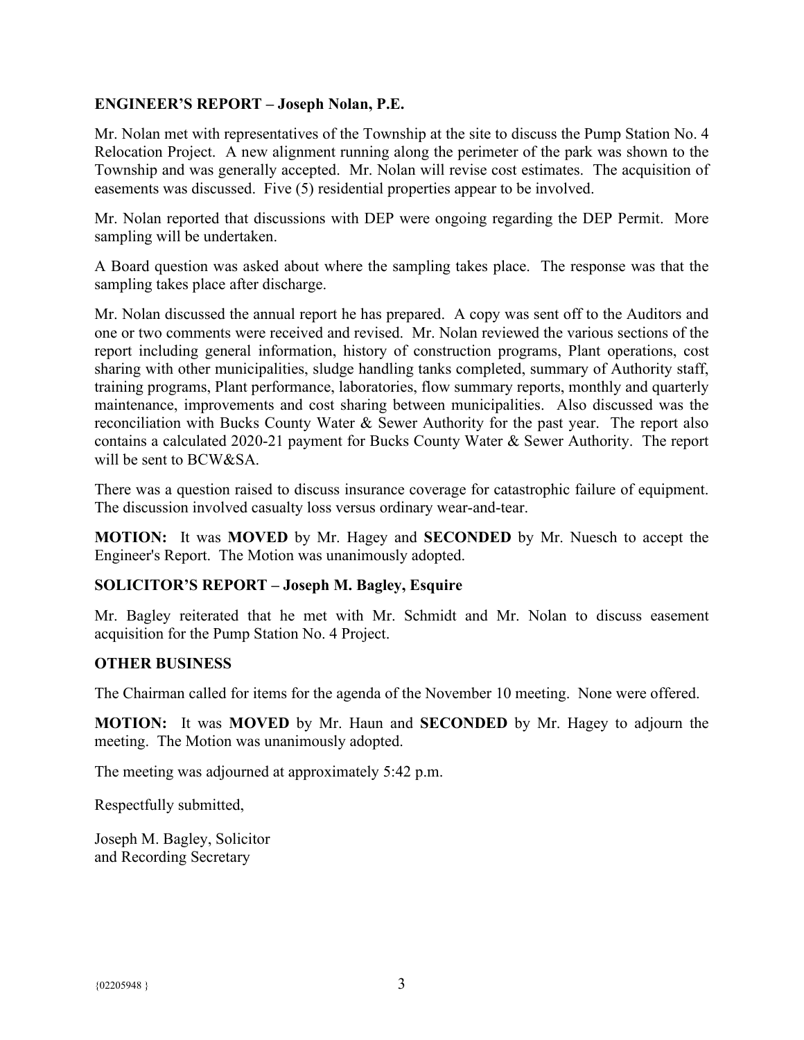**ENGINEER'S REPORT – Joseph Nolan, P.E.**

Mr. Nolan met with representatives of the Township at the site to discuss the Pump Station No. 4 Relocation Project. A new alignment running along the perimeter of the park was shown to the Township and was generally accepted. Mr. Nolan will revise cost estimates. The acquisition of easements was discussed. Five (5) residential properties appear to be involved.

Mr. Nolan reported that discussions with DEP were ongoing regarding the DEP Permit. More sampling will be undertaken.

A Board question was asked about where the sampling takes place. The response was that the sampling takes place after discharge.

Mr. Nolan discussed the annual report he has prepared. A copy was sent off to the Auditors and one or two comments were received and revised. Mr. Nolan reviewed the various sections of the report including general information, history of construction programs, Plant operations, cost sharing with other municipalities, sludge handling tanks completed, summary of Authority staff, training programs, Plant performance, laboratories, flow summary reports, monthly and quarterly maintenance, improvements and cost sharing between municipalities. Also discussed was the reconciliation with Bucks County Water & Sewer Authority for the past year. The report also contains a calculated 2020-21 payment for Bucks County Water & Sewer Authority. The report will be sent to BCW&SA.

There was a question raised to discuss insurance coverage for catastrophic failure of equipment. The discussion involved casualty loss versus ordinary wear-and-tear.

**MOTION:** It was **MOVED** by Mr. Hagey and **SECONDED** by Mr. Nuesch to accept the Engineer's Report. The Motion was unanimously adopted.

**SOLICITOR'S REPORT – Joseph M. Bagley, Esquire**

Mr. Bagley reiterated that he met with Mr. Schmidt and Mr. Nolan to discuss easement acquisition for the Pump Station No. 4 Project.

**OTHER BUSINESS**

The Chairman called for items for the agenda of the November 10 meeting. None were offered.

**MOTION:** It was **MOVED** by Mr. Haun and **SECONDED** by Mr. Hagey to adjourn the meeting. The Motion was unanimously adopted.

The meeting was adjourned at approximately 5:42 p.m.

Respectfully submitted,

Joseph M. Bagley, Solicitor
and Recording Secretary

{02205948 }